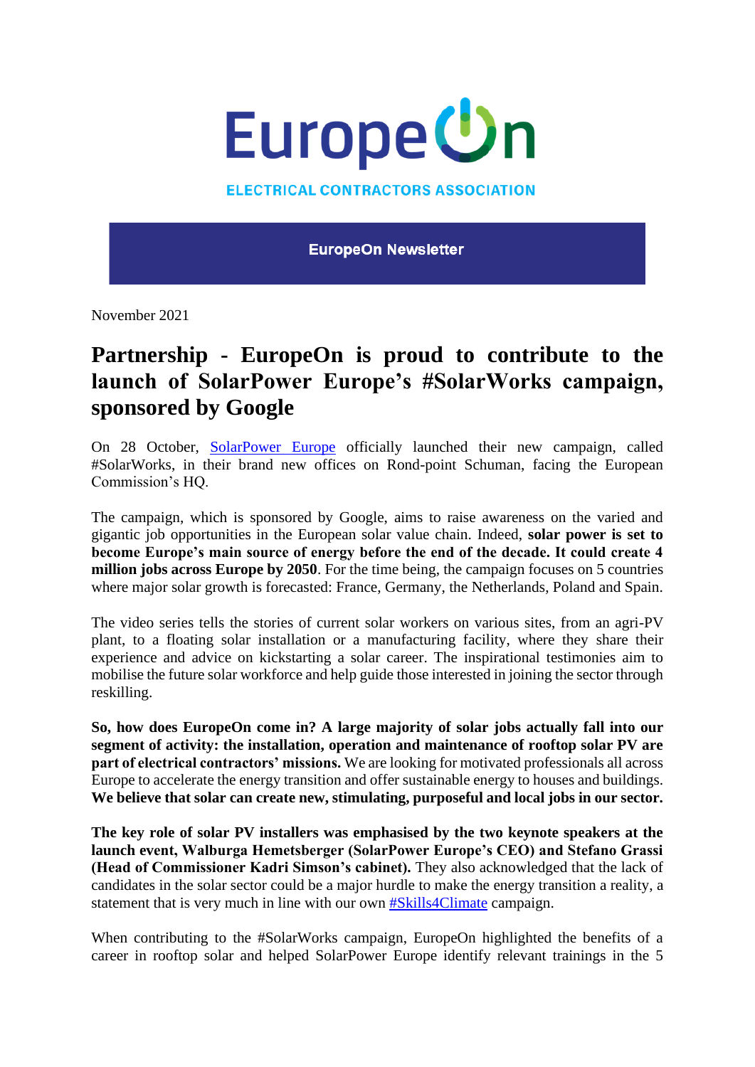EuropeOn

ELECTRICAL CONTRACTORS ASSOCIATION

**EuropeOn Newsletter**

November 2021

# Partnership - EuropeOn is proud to contribute to the launch of SolarPower Europe's #SolarWorks campaign, sponsored by Google

On 28 October, [SolarPower Europe](#) officially launched their new campaign, called #SolarWorks, in their brand new offices on Rond-point Schuman, facing the European Commission's HQ.

The campaign, which is sponsored by Google, aims to raise awareness on the varied and gigantic job opportunities in the European solar value chain. Indeed, **solar power is set to become Europe's main source of energy before the end of the decade. It could create 4 million jobs across Europe by 2050**. For the time being, the campaign focuses on 5 countries where major solar growth is forecasted: France, Germany, the Netherlands, Poland and Spain.

The video series tells the stories of current solar workers on various sites, from an agri-PV plant, to a floating solar installation or a manufacturing facility, where they share their experience and advice on kickstarting a solar career. The inspirational testimonies aim to mobilise the future solar workforce and help guide those interested in joining the sector through reskilling.

**So, how does EuropeOn come in? A large majority of solar jobs actually fall into our segment of activity: the installation, operation and maintenance of rooftop solar PV are part of electrical contractors' missions.** We are looking for motivated professionals all across Europe to accelerate the energy transition and offer sustainable energy to houses and buildings. **We believe that solar can create new, stimulating, purposeful and local jobs in our sector.**

**The key role of solar PV installers was emphasised by the two keynote speakers at the launch event, Walburga Hemetsberger (SolarPower Europe's CEO) and Stefano Grassi (Head of Commissioner Kadri Simson's cabinet).** They also acknowledged that the lack of candidates in the solar sector could be a major hurdle to make the energy transition a reality, a statement that is very much in line with our own [#Skills4Climate](#) campaign.

When contributing to the #SolarWorks campaign, EuropeOn highlighted the benefits of a career in rooftop solar and helped SolarPower Europe identify relevant trainings in the 5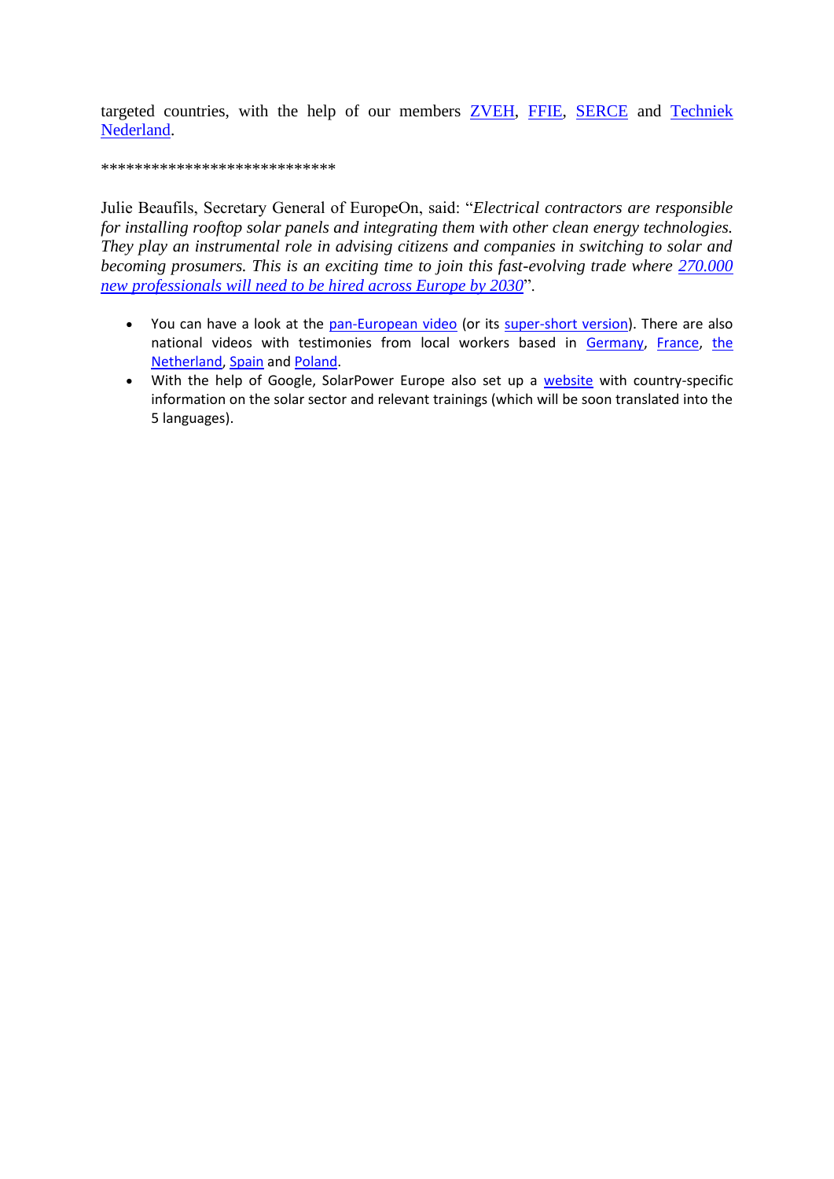targeted countries, with the help of our members ZVEH, FFIE, SERCE and Techniek Nederland.

****************************

Julie Beaufils, Secretary General of EuropeOn, said: "*Electrical contractors are responsible for installing rooftop solar panels and integrating them with other clean energy technologies. They play an instrumental role in advising citizens and companies in switching to solar and becoming prosumers. This is an exciting time to join this fast-evolving trade where 270.000 new professionals will need to be hired across Europe by 2030*".

- You can have a look at the pan-European video (or its super-short version). There are also national videos with testimonies from local workers based in Germany, France, the Netherland, Spain and Poland.
- With the help of Google, SolarPower Europe also set up a website with country-specific information on the solar sector and relevant trainings (which will be soon translated into the 5 languages).